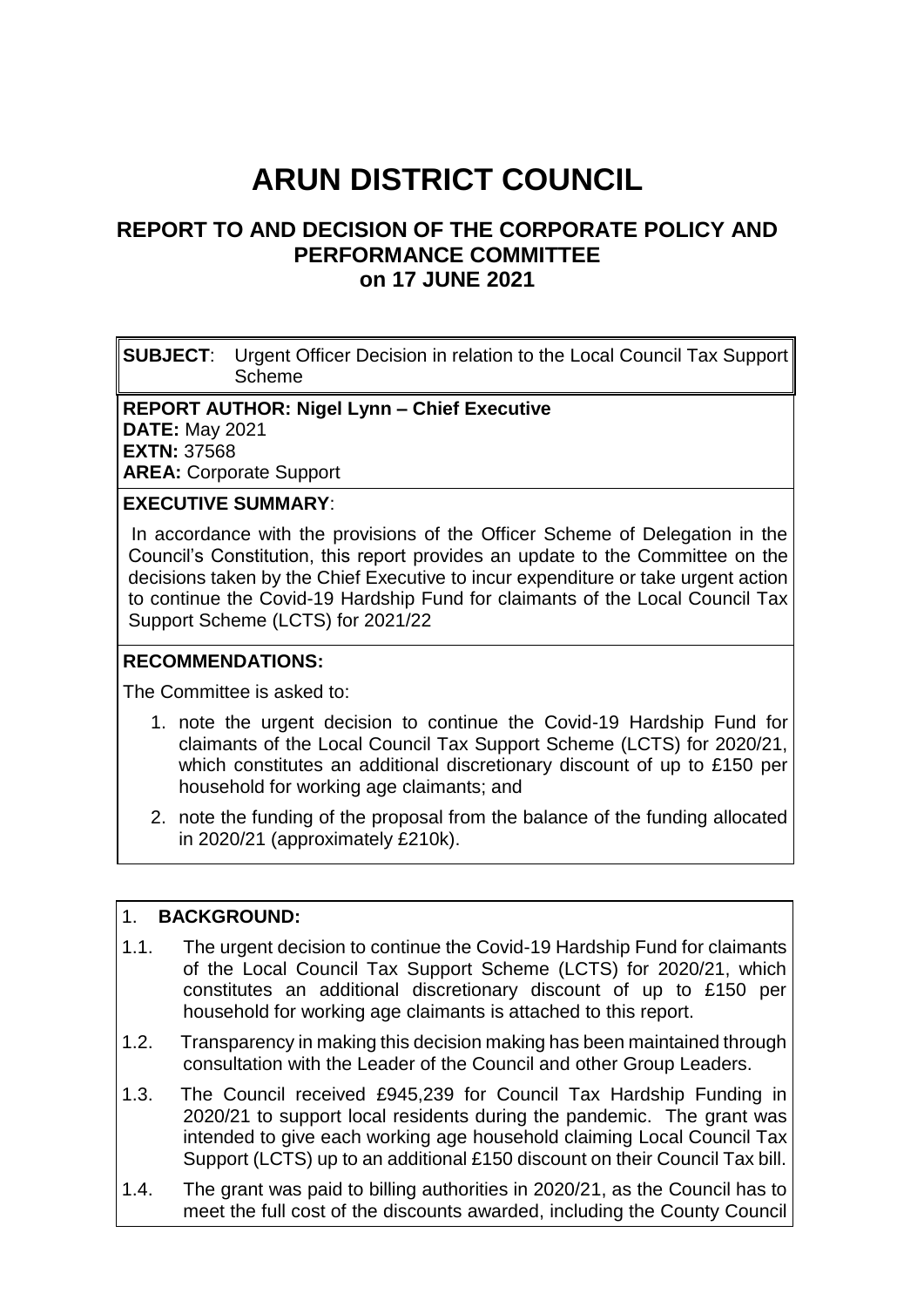# ARUN DISTRICT COUNCIL

## REPORT TO AND DECISION OF THE CORPORATE POLICY AND PERFORMANCE COMMITTEE on 17 JUNE 2021

**SUBJECT**: Urgent Officer Decision in relation to the Local Council Tax Support Scheme

**REPORT AUTHOR: Nigel Lynn – Chief Executive**
**DATE:** May 2021
**EXTN:** 37568
**AREA:** Corporate Support

**EXECUTIVE SUMMARY**:

In accordance with the provisions of the Officer Scheme of Delegation in the Council's Constitution, this report provides an update to the Committee on the decisions taken by the Chief Executive to incur expenditure or take urgent action to continue the Covid-19 Hardship Fund for claimants of the Local Council Tax Support Scheme (LCTS) for 2021/22

**RECOMMENDATIONS:**

The Committee is asked to:

1. note the urgent decision to continue the Covid-19 Hardship Fund for claimants of the Local Council Tax Support Scheme (LCTS) for 2020/21, which constitutes an additional discretionary discount of up to £150 per household for working age claimants; and
2. note the funding of the proposal from the balance of the funding allocated in 2020/21 (approximately £210k).

1. **BACKGROUND:**

1.1. The urgent decision to continue the Covid-19 Hardship Fund for claimants of the Local Council Tax Support Scheme (LCTS) for 2020/21, which constitutes an additional discretionary discount of up to £150 per household for working age claimants is attached to this report.

1.2. Transparency in making this decision making has been maintained through consultation with the Leader of the Council and other Group Leaders.

1.3. The Council received £945,239 for Council Tax Hardship Funding in 2020/21 to support local residents during the pandemic. The grant was intended to give each working age household claiming Local Council Tax Support (LCTS) up to an additional £150 discount on their Council Tax bill.

1.4. The grant was paid to billing authorities in 2020/21, as the Council has to meet the full cost of the discounts awarded, including the County Council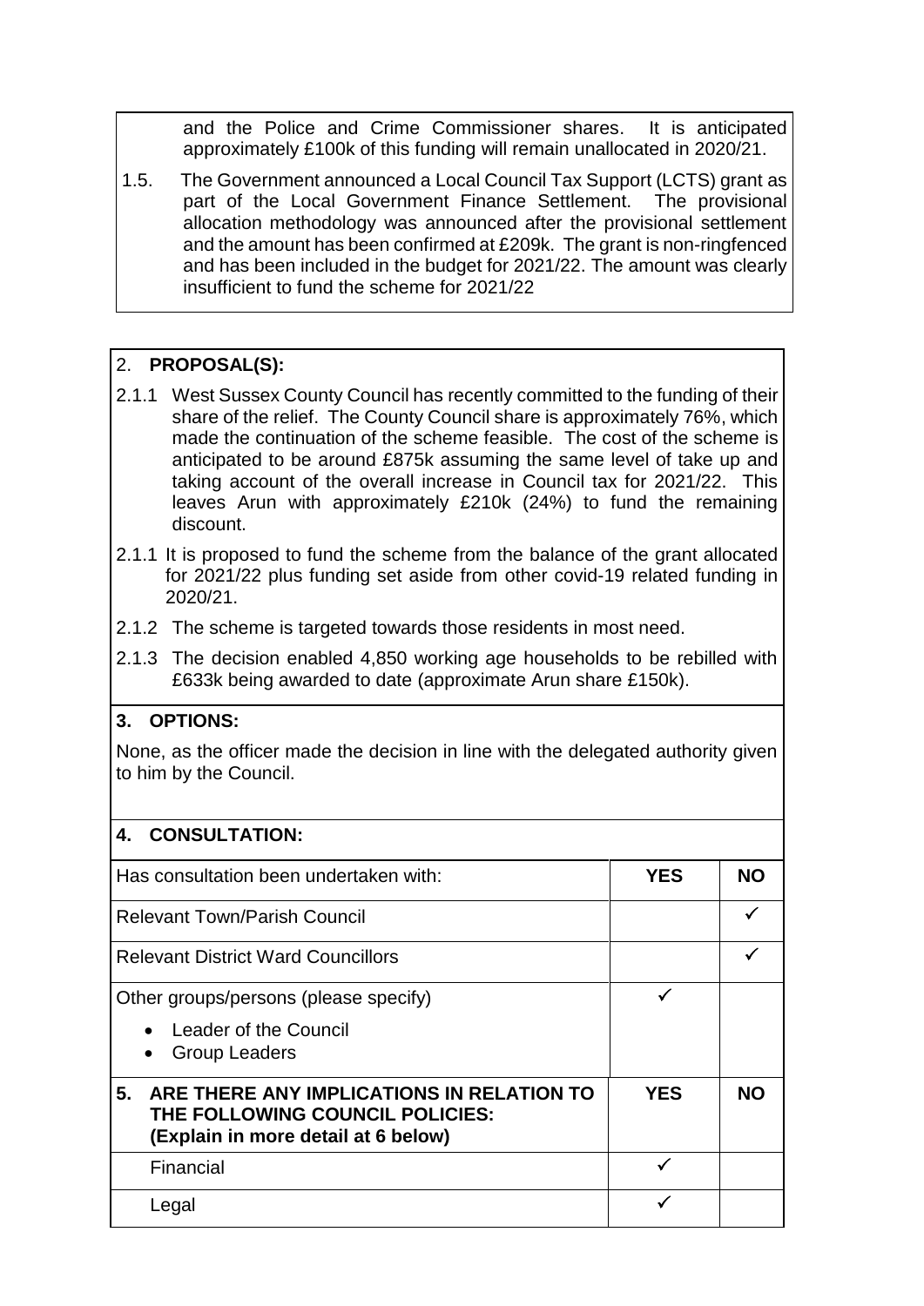and the Police and Crime Commissioner shares. It is anticipated approximately £100k of this funding will remain unallocated in 2020/21.

1.5. The Government announced a Local Council Tax Support (LCTS) grant as part of the Local Government Finance Settlement. The provisional allocation methodology was announced after the provisional settlement and the amount has been confirmed at £209k. The grant is non-ringfenced and has been included in the budget for 2021/22. The amount was clearly insufficient to fund the scheme for 2021/22

## 2. PROPOSAL(S):

2.1.1 West Sussex County Council has recently committed to the funding of their share of the relief. The County Council share is approximately 76%, which made the continuation of the scheme feasible. The cost of the scheme is anticipated to be around £875k assuming the same level of take up and taking account of the overall increase in Council tax for 2021/22. This leaves Arun with approximately £210k (24%) to fund the remaining discount.

2.1.1 It is proposed to fund the scheme from the balance of the grant allocated for 2021/22 plus funding set aside from other covid-19 related funding in 2020/21.

2.1.2 The scheme is targeted towards those residents in most need.

2.1.3 The decision enabled 4,850 working age households to be rebilled with £633k being awarded to date (approximate Arun share £150k).

## 3. OPTIONS:

None, as the officer made the decision in line with the delegated authority given to him by the Council.

## 4. CONSULTATION:

| Has consultation been undertaken with: | YES | NO |
|---|---|---|
| Relevant Town/Parish Council | | ✓ |
| Relevant District Ward Councillors | | ✓ |
| Other groups/persons (please specify)<br>• Leader of the Council<br>• Group Leaders | ✓ | |
| **5. ARE THERE ANY IMPLICATIONS IN RELATION TO THE FOLLOWING COUNCIL POLICIES: (Explain in more detail at 6 below)** | **YES** | **NO** |
| Financial | ✓ | |
| Legal | ✓ | |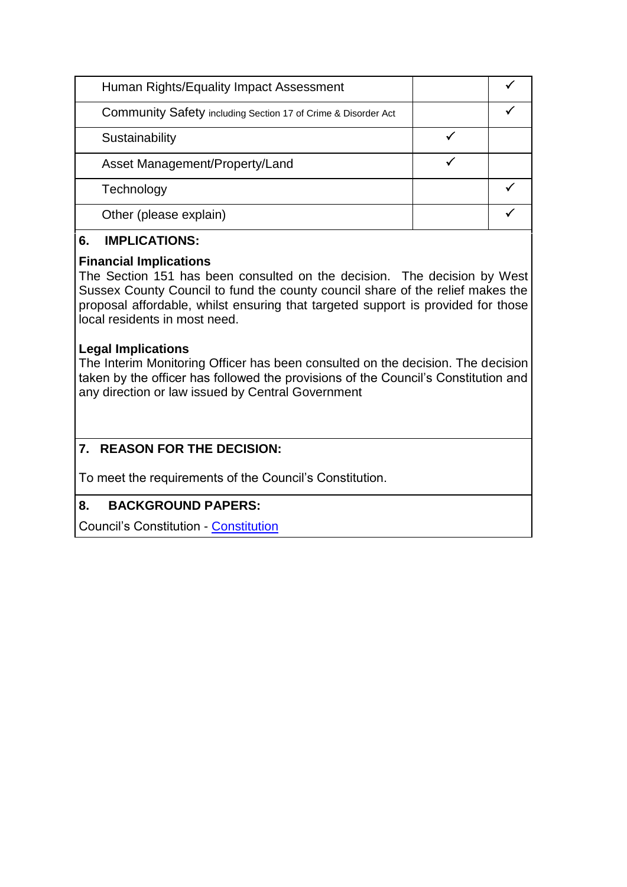| | | |
|---|---|---|
| Human Rights/Equality Impact Assessment | | ✓ |
| Community Safety including Section 17 of Crime & Disorder Act | | ✓ |
| Sustainability | ✓ | |
| Asset Management/Property/Land | ✓ | |
| Technology | | ✓ |
| Other (please explain) | | ✓ |

## 6. IMPLICATIONS:

**Financial Implications**

The Section 151 has been consulted on the decision. The decision by West Sussex County Council to fund the county council share of the relief makes the proposal affordable, whilst ensuring that targeted support is provided for those local residents in most need.

**Legal Implications**

The Interim Monitoring Officer has been consulted on the decision. The decision taken by the officer has followed the provisions of the Council's Constitution and any direction or law issued by Central Government

## 7. REASON FOR THE DECISION:

To meet the requirements of the Council's Constitution.

## 8. BACKGROUND PAPERS:

Council's Constitution - Constitution